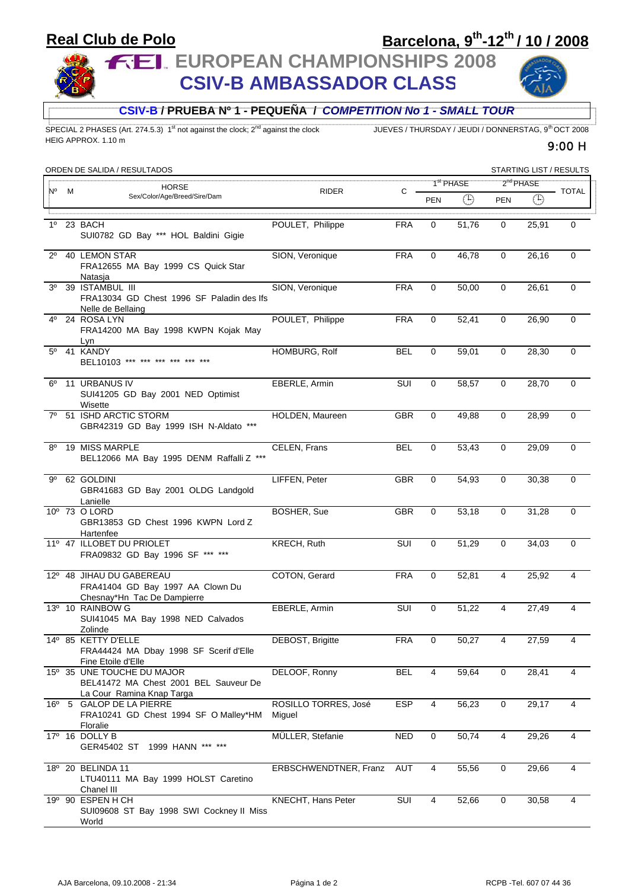# Real Club de Polo

## Barcelona, 9th-12th / 10 / 2008

## FEI EUROPEAN CHAMPIONSHIPS 2008
## CSIV-B AMBASSADOR CLASS

### CSIV-B / PRUEBA Nº 1 - PEQUEÑA / *COMPETITION No 1 - SMALL TOUR*

SPECIAL 2 PHASES (Art. 274.5.3) 1st not against the clock; 2nd against the clock
HEIG APPROX. 1.10 m

JUEVES / THURSDAY / JEUDI / DONNERSTAG, 9th OCT 2008

9:00 H

ORDEN DE SALIDA / RESULTADOS — STARTING LIST / RESULTS

| Nº | M | HORSE<br>Sex/Color/Age/Breed/Sire/Dam | RIDER | C | 1st PHASE | | 2nd PHASE | | TOTAL |
|---|---|---|---|---|---|---|---|---|---|
| | | | | | PEN | Time | PEN | Time | |
| 1º | 23 | BACH<br>SUI0782 GD Bay *** HOL Baldini Gigie | POULET, Philippe | FRA | 0 | 51,76 | 0 | 25,91 | 0 |
| 2º | 40 | LEMON STAR<br>FRA12655 MA Bay 1999 CS Quick Star Natasja | SION, Veronique | FRA | 0 | 46,78 | 0 | 26,16 | 0 |
| 3º | 39 | ISTAMBUL III<br>FRA13034 GD Chest 1996 SF Paladin des Ifs Nelle de Bellaing | SION, Veronique | FRA | 0 | 50,00 | 0 | 26,61 | 0 |
| 4º | 24 | ROSA LYN<br>FRA14200 MA Bay 1998 KWPN Kojak May Lyn | POULET, Philippe | FRA | 0 | 52,41 | 0 | 26,90 | 0 |
| 5º | 41 | KANDY<br>BEL10103 *** *** *** *** *** *** | HOMBURG, Rolf | BEL | 0 | 59,01 | 0 | 28,30 | 0 |
| 6º | 11 | URBANUS IV<br>SUI41205 GD Bay 2001 NED Optimist Wisette | EBERLE, Armin | SUI | 0 | 58,57 | 0 | 28,70 | 0 |
| 7º | 51 | ISHD ARCTIC STORM<br>GBR42319 GD Bay 1999 ISH N-Aldato *** | HOLDEN, Maureen | GBR | 0 | 49,88 | 0 | 28,99 | 0 |
| 8º | 19 | MISS MARPLE<br>BEL12066 MA Bay 1995 DENM Raffalli Z *** | CELEN, Frans | BEL | 0 | 53,43 | 0 | 29,09 | 0 |
| 9º | 62 | GOLDINI<br>GBR41683 GD Bay 2001 OLDG Landgold Lanielle | LIFFEN, Peter | GBR | 0 | 54,93 | 0 | 30,38 | 0 |
| 10º | 73 | O LORD<br>GBR13853 GD Chest 1996 KWPN Lord Z Hartenfee | BOSHER, Sue | GBR | 0 | 53,18 | 0 | 31,28 | 0 |
| 11º | 47 | ILLOBET DU PRIOLET<br>FRA09832 GD Bay 1996 SF *** *** | KRECH, Ruth | SUI | 0 | 51,29 | 0 | 34,03 | 0 |
| 12º | 48 | JIHAU DU GABEREAU<br>FRA41404 GD Bay 1997 AA Clown Du Chesnay*Hn Tac De Dampierre | COTON, Gerard | FRA | 0 | 52,81 | 4 | 25,92 | 4 |
| 13º | 10 | RAINBOW G<br>SUI41045 MA Bay 1998 NED Calvados Zolinde | EBERLE, Armin | SUI | 0 | 51,22 | 4 | 27,49 | 4 |
| 14º | 85 | KETTY D'ELLE<br>FRA44424 MA Dbay 1998 SF Scerif d'Elle Fine Etoile d'Elle | DEBOST, Brigitte | FRA | 0 | 50,27 | 4 | 27,59 | 4 |
| 15º | 35 | UNE TOUCHE DU MAJOR<br>BEL41472 MA Chest 2001 BEL Sauveur De La Cour Ramina Knap Targa | DELOOF, Ronny | BEL | 4 | 59,64 | 0 | 28,41 | 4 |
| 16º | 5 | GALOP DE LA PIERRE<br>FRA10241 GD Chest 1994 SF O Malley*HM Floralie | ROSILLO TORRES, José Miguel | ESP | 4 | 56,23 | 0 | 29,17 | 4 |
| 17º | 16 | DOLLY B<br>GER45402 ST 1999 HANN *** *** | MÜLLER, Stefanie | NED | 0 | 50,74 | 4 | 29,26 | 4 |
| 18º | 20 | BELINDA 11<br>LTU40111 MA Bay 1999 HOLST Caretino Chanel III | ERBSCHWENDTNER, Franz | AUT | 4 | 55,56 | 0 | 29,66 | 4 |
| 19º | 90 | ESPEN H CH<br>SUI09608 ST Bay 1998 SWI Cockney II Miss World | KNECHT, Hans Peter | SUI | 4 | 52,66 | 0 | 30,58 | 4 |

AJA Barcelona, 09.10.2008 - 21:34 — RCPB -Tel. 607 07 44 36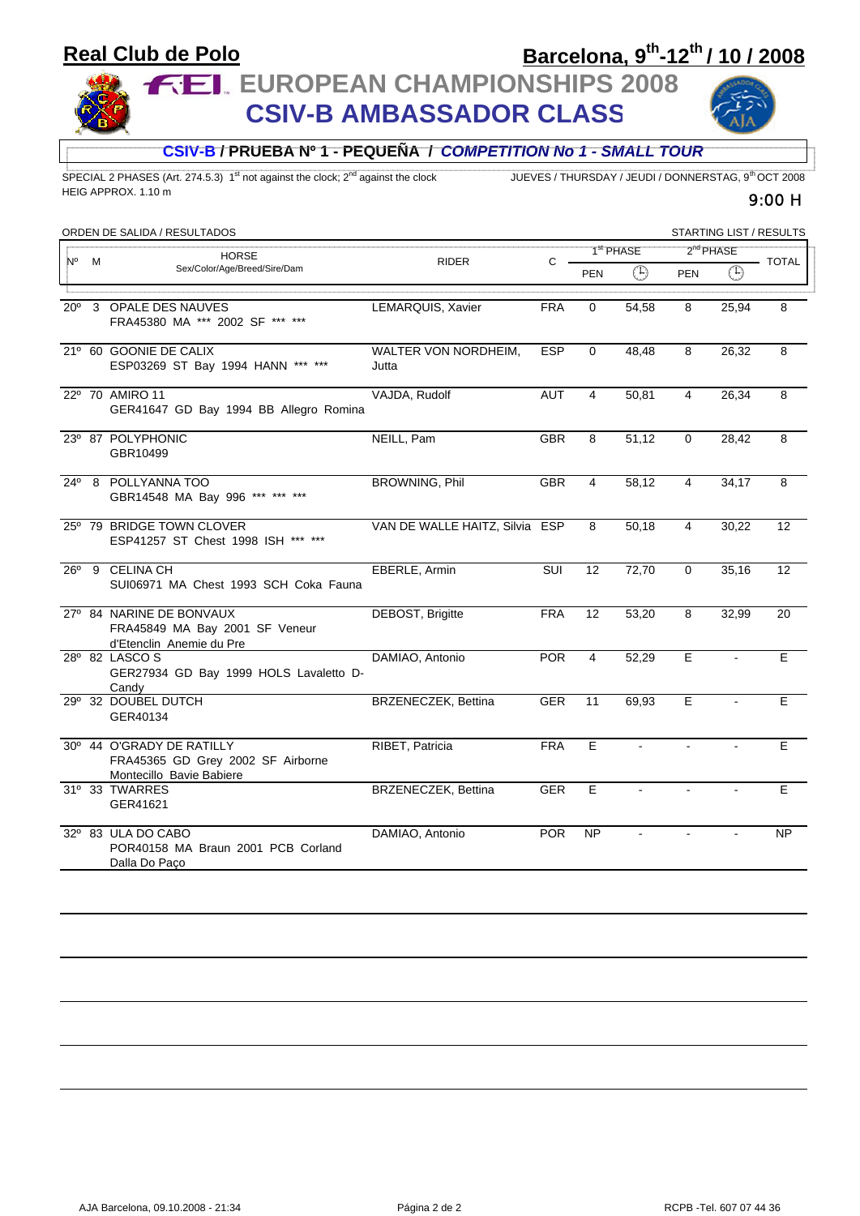# Real Club de Polo

## Barcelona, 9th-12th / 10 / 2008

# EUROPEAN CHAMPIONSHIPS 2008

# CSIV-B AMBASSADOR CLASS

### CSIV-B / PRUEBA Nº 1 - PEQUEÑA / *COMPETITION No 1 - SMALL TOUR*

SPECIAL 2 PHASES (Art. 274.5.3) 1st not against the clock; 2nd against the clock
HEIG APPROX. 1.10 m

JUEVES / THURSDAY / JEUDI / DONNERSTAG, 9th OCT 2008

9:00 H

ORDEN DE SALIDA / RESULTADOS — STARTING LIST / RESULTS

| Nº | M | HORSE Sex/Color/Age/Breed/Sire/Dam | RIDER | C | 1st PHASE | | 2nd PHASE | | TOTAL |
|---|---|---|---|---|---|---|---|---|---|
| | | | | | PEN | Time | PEN | Time | |
| 20º | 3 | OPALE DES NAUVES FRA45380 MA *** 2002 SF *** *** | LEMARQUIS, Xavier | FRA | 0 | 54,58 | 8 | 25,94 | 8 |
| 21º | 60 | GOONIE DE CALIX ESP03269 ST Bay 1994 HANN *** *** | WALTER VON NORDHEIM, Jutta | ESP | 0 | 48,48 | 8 | 26,32 | 8 |
| 22º | 70 | AMIRO 11 GER41647 GD Bay 1994 BB Allegro Romina | VAJDA, Rudolf | AUT | 4 | 50,81 | 4 | 26,34 | 8 |
| 23º | 87 | POLYPHONIC GBR10499 | NEILL, Pam | GBR | 8 | 51,12 | 0 | 28,42 | 8 |
| 24º | 8 | POLLYANNA TOO GBR14548 MA Bay 996 *** *** *** | BROWNING, Phil | GBR | 4 | 58,12 | 4 | 34,17 | 8 |
| 25º | 79 | BRIDGE TOWN CLOVER ESP41257 ST Chest 1998 ISH *** *** | VAN DE WALLE HAITZ, Silvia | ESP | 8 | 50,18 | 4 | 30,22 | 12 |
| 26º | 9 | CELINA CH SUI06971 MA Chest 1993 SCH Coka Fauna | EBERLE, Armin | SUI | 12 | 72,70 | 0 | 35,16 | 12 |
| 27º | 84 | NARINE DE BONVAUX FRA45849 MA Bay 2001 SF Veneur d'Etenclin Anemie du Pre | DEBOST, Brigitte | FRA | 12 | 53,20 | 8 | 32,99 | 20 |
| 28º | 82 | LASCO S GER27934 GD Bay 1999 HOLS Lavaletto D-Candy | DAMIAO, Antonio | POR | 4 | 52,29 | E | - | E |
| 29º | 32 | DOUBEL DUTCH GER40134 | BRZENECZEK, Bettina | GER | 11 | 69,93 | E | - | E |
| 30º | 44 | O'GRADY DE RATILLY FRA45365 GD Grey 2002 SF Airborne Montecillo Bavie Babiere | RIBET, Patricia | FRA | E | - | - | - | E |
| 31º | 33 | TWARRES GER41621 | BRZENECZEK, Bettina | GER | E | - | - | - | E |
| 32º | 83 | ULA DO CABO POR40158 MA Braun 2001 PCB Corland Dalla Do Paço | DAMIAO, Antonio | POR | NP | - | - | - | NP |

AJA Barcelona, 09.10.2008 - 21:34 — RCPB -Tel. 607 07 44 36